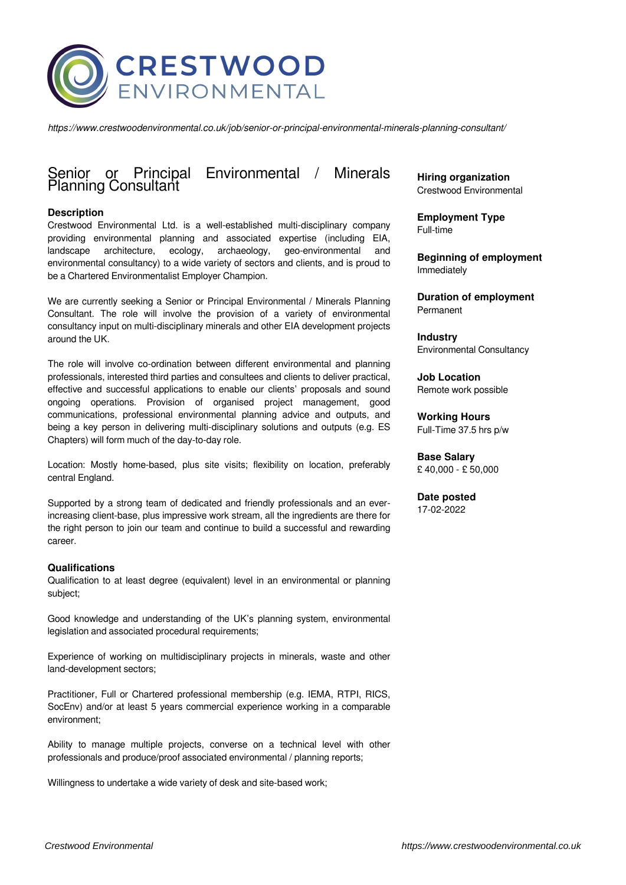CRESTWOOD ENVIRONMENTAL

*https://www.crestwoodenvironmental.co.uk/job/senior-or-principal-environmental-minerals-planning-consultant/*

# Senior or Principal Environmental / Minerals Planning Consultant

**Hiring organization**
Crestwood Environmental

**Employment Type**
Full-time

**Beginning of employment**
Immediately

**Duration of employment**
Permanent

**Industry**
Environmental Consultancy

**Job Location**
Remote work possible

**Working Hours**
Full-Time 37.5 hrs p/w

**Base Salary**
£ 40,000 - £ 50,000

**Date posted**
17-02-2022

### Description

Crestwood Environmental Ltd. is a well-established multi-disciplinary company providing environmental planning and associated expertise (including EIA, landscape architecture, ecology, archaeology, geo-environmental and environmental consultancy) to a wide variety of sectors and clients, and is proud to be a Chartered Environmentalist Employer Champion.

We are currently seeking a Senior or Principal Environmental / Minerals Planning Consultant. The role will involve the provision of a variety of environmental consultancy input on multi-disciplinary minerals and other EIA development projects around the UK.

The role will involve co-ordination between different environmental and planning professionals, interested third parties and consultees and clients to deliver practical, effective and successful applications to enable our clients' proposals and sound ongoing operations. Provision of organised project management, good communications, professional environmental planning advice and outputs, and being a key person in delivering multi-disciplinary solutions and outputs (e.g. ES Chapters) will form much of the day-to-day role.

Location: Mostly home-based, plus site visits; flexibility on location, preferably central England.

Supported by a strong team of dedicated and friendly professionals and an ever-increasing client-base, plus impressive work stream, all the ingredients are there for the right person to join our team and continue to build a successful and rewarding career.

### Qualifications

Qualification to at least degree (equivalent) level in an environmental or planning subject;

Good knowledge and understanding of the UK's planning system, environmental legislation and associated procedural requirements;

Experience of working on multidisciplinary projects in minerals, waste and other land-development sectors;

Practitioner, Full or Chartered professional membership (e.g. IEMA, RTPI, RICS, SocEnv) and/or at least 5 years commercial experience working in a comparable environment;

Ability to manage multiple projects, converse on a technical level with other professionals and produce/proof associated environmental / planning reports;

Willingness to undertake a wide variety of desk and site-based work;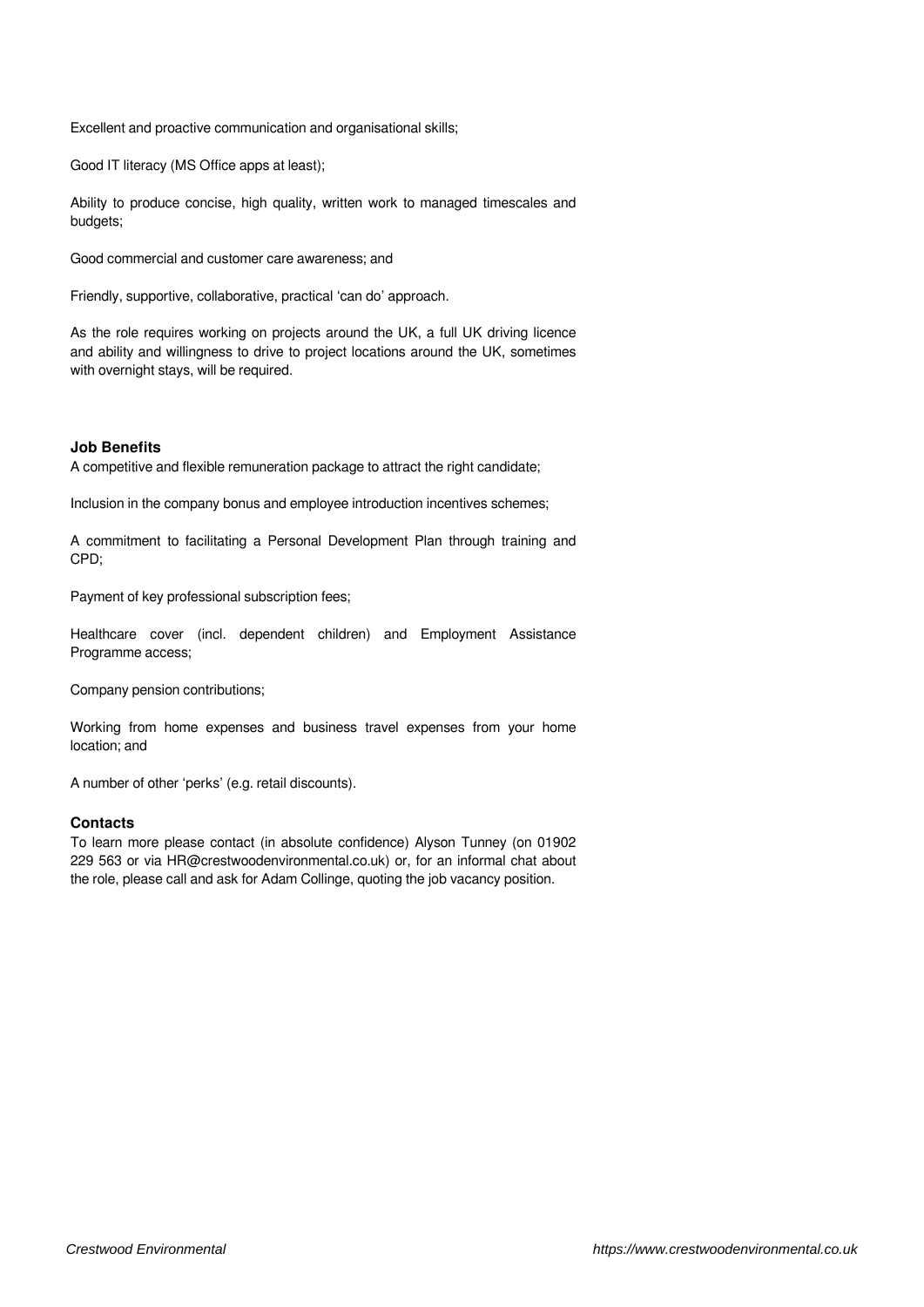Excellent and proactive communication and organisational skills;

Good IT literacy (MS Office apps at least);

Ability to produce concise, high quality, written work to managed timescales and budgets;

Good commercial and customer care awareness; and

Friendly, supportive, collaborative, practical 'can do' approach.

As the role requires working on projects around the UK, a full UK driving licence and ability and willingness to drive to project locations around the UK, sometimes with overnight stays, will be required.

**Job Benefits**

A competitive and flexible remuneration package to attract the right candidate;

Inclusion in the company bonus and employee introduction incentives schemes;

A commitment to facilitating a Personal Development Plan through training and CPD;

Payment of key professional subscription fees;

Healthcare cover (incl. dependent children) and Employment Assistance Programme access;

Company pension contributions;

Working from home expenses and business travel expenses from your home location; and

A number of other 'perks' (e.g. retail discounts).

**Contacts**

To learn more please contact (in absolute confidence) Alyson Tunney (on 01902 229 563 or via HR@crestwoodenvironmental.co.uk) or, for an informal chat about the role, please call and ask for Adam Collinge, quoting the job vacancy position.